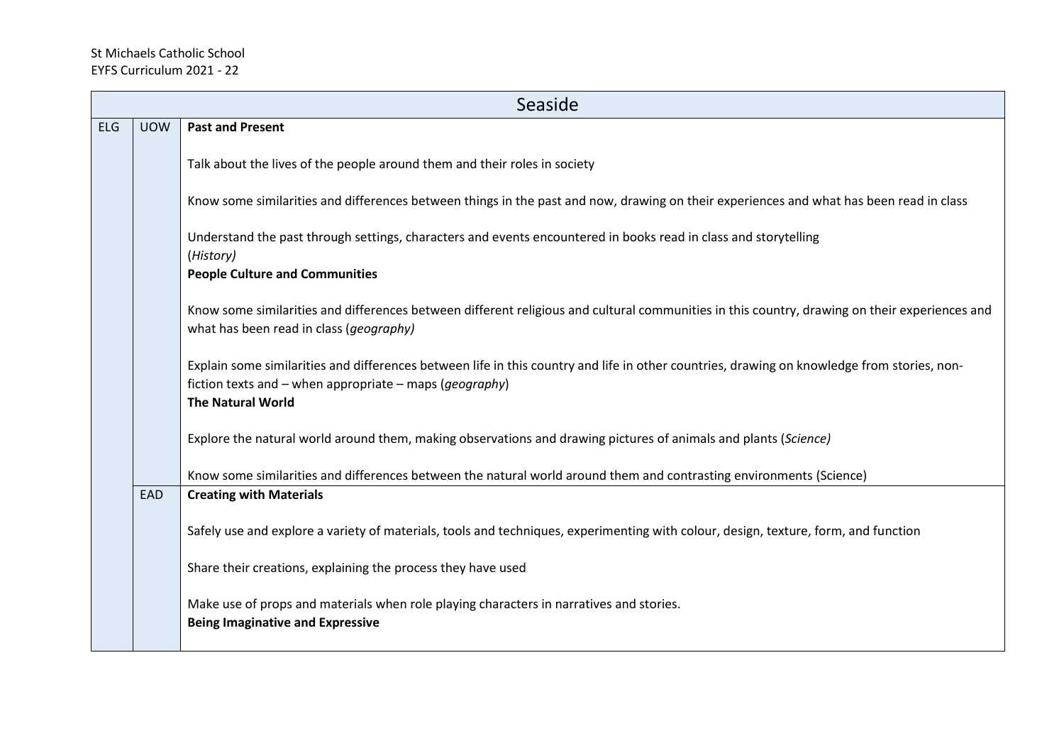St Michaels Catholic School
EYFS Curriculum 2021 - 22

<table>
<tr><th colspan="3">Seaside</th></tr>
<tr><td rowspan="2">ELG</td><td>UOW</td><td><b>Past and Present</b><br><br>Talk about the lives of the people around them and their roles in society<br><br>Know some similarities and differences between things in the past and now, drawing on their experiences and what has been read in class<br><br>Understand the past through settings, characters and events encountered in books read in class and storytelling<br>(<i>History)</i><br><b>People Culture and Communities</b><br><br>Know some similarities and differences between different religious and cultural communities in this country, drawing on their experiences and what has been read in class (<i>geography)</i><br><br>Explain some similarities and differences between life in this country and life in other countries, drawing on knowledge from stories, non-fiction texts and – when appropriate – maps (<i>geography</i>)<br><b>The Natural World</b><br><br>Explore the natural world around them, making observations and drawing pictures of animals and plants (<i>Science)</i><br><br>Know some similarities and differences between the natural world around them and contrasting environments (Science)</td></tr>
<tr><td>EAD</td><td><b>Creating with Materials</b><br><br>Safely use and explore a variety of materials, tools and techniques, experimenting with colour, design, texture, form, and function<br><br>Share their creations, explaining the process they have used<br><br>Make use of props and materials when role playing characters in narratives and stories.<br><b>Being Imaginative and Expressive</b></td></tr>
</table>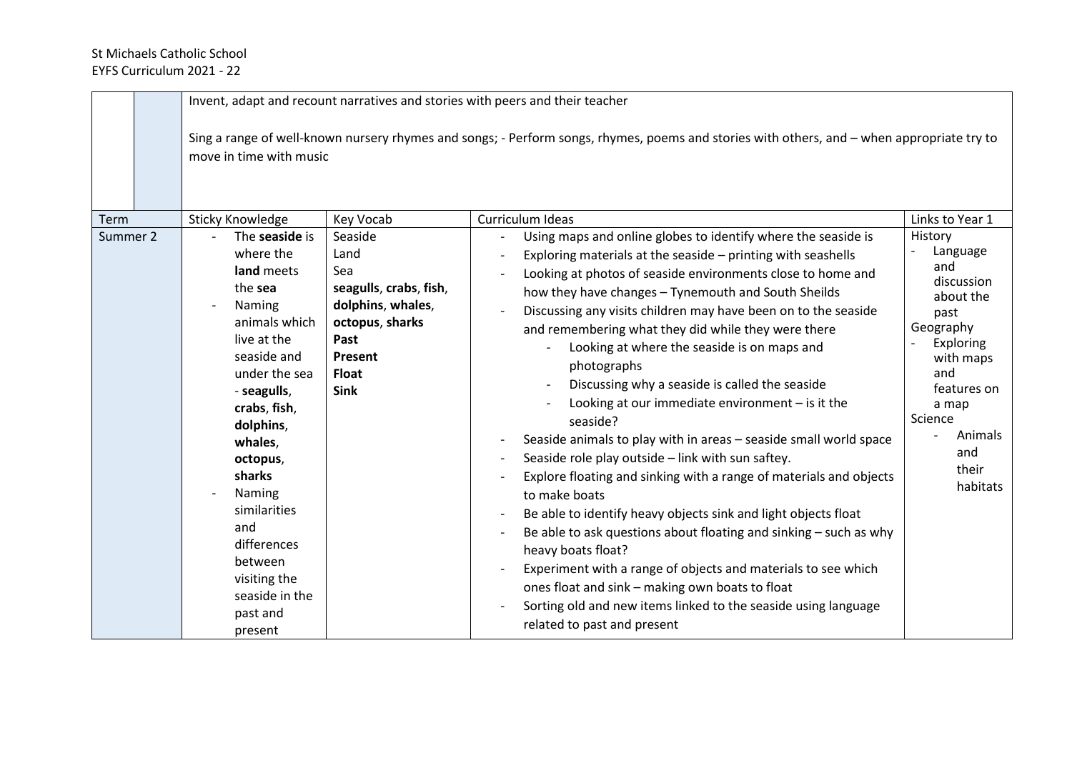| | | | | | |
|---|---|---|---|---|---|
| | | Invent, adapt and recount narratives and stories with peers and their teacher<br><br>Sing a range of well-known nursery rhymes and songs; - Perform songs, rhymes, poems and stories with others, and – when appropriate try to move in time with music | | | |
| **Term** | | **Sticky Knowledge** | **Key Vocab** | **Curriculum Ideas** | **Links to Year 1** |
| Summer 2 | | - The **seaside** is where the **land** meets the **sea**<br>- Naming animals which live at the seaside and under the sea - **seagulls**, **crabs**, **fish**, **dolphins**, **whales**, **octopus**, **sharks**<br>- Naming similarities and differences between visiting the seaside in the past and present | Seaside<br>Land<br>Sea<br>**seagulls**, **crabs**, **fish**, **dolphins**, **whales**, **octopus**, **sharks**<br>**Past**<br>**Present**<br>**Float**<br>**Sink** | - Using maps and online globes to identify where the seaside is<br>- Exploring materials at the seaside – printing with seashells<br>- Looking at photos of seaside environments close to home and how they have changes – Tynemouth and South Sheilds<br>- Discussing any visits children may have been on to the seaside and remembering what they did while they were there<br>&nbsp;&nbsp;&nbsp;&nbsp;- Looking at where the seaside is on maps and photographs<br>&nbsp;&nbsp;&nbsp;&nbsp;- Discussing why a seaside is called the seaside<br>&nbsp;&nbsp;&nbsp;&nbsp;- Looking at our immediate environment – is it the seaside?<br>- Seaside animals to play with in areas – seaside small world space<br>- Seaside role play outside – link with sun saftey.<br>- Explore floating and sinking with a range of materials and objects to make boats<br>- Be able to identify heavy objects sink and light objects float<br>- Be able to ask questions about floating and sinking – such as why heavy boats float?<br>- Experiment with a range of objects and materials to see which ones float and sink – making own boats to float<br>- Sorting old and new items linked to the seaside using language related to past and present | History<br>- Language and discussion about the past<br>Geography<br>- Exploring with maps and features on a map<br>Science<br>- Animals and their habitats |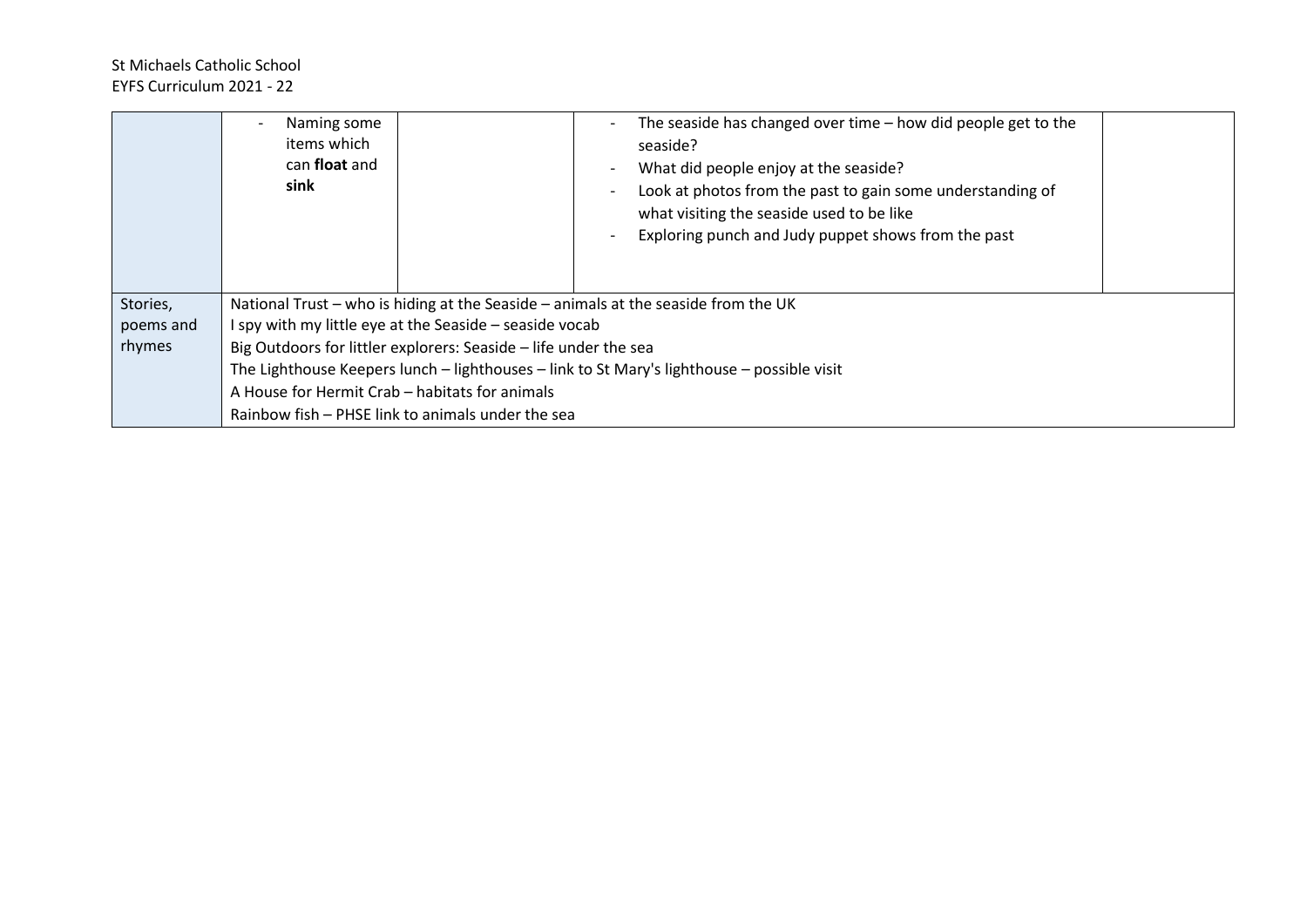| | | | | |
|---|---|---|---|---|
| | - Naming some items which can **float** and **sink** | | - The seaside has changed over time – how did people get to the seaside?<br>- What did people enjoy at the seaside?<br>- Look at photos from the past to gain some understanding of what visiting the seaside used to be like<br>- Exploring punch and Judy puppet shows from the past | |
| Stories, poems and rhymes | National Trust – who is hiding at the Seaside – animals at the seaside from the UK<br>I spy with my little eye at the Seaside – seaside vocab<br>Big Outdoors for littler explorers: Seaside – life under the sea<br>The Lighthouse Keepers lunch – lighthouses – link to St Mary's lighthouse – possible visit<br>A House for Hermit Crab – habitats for animals<br>Rainbow fish – PHSE link to animals under the sea | | | |